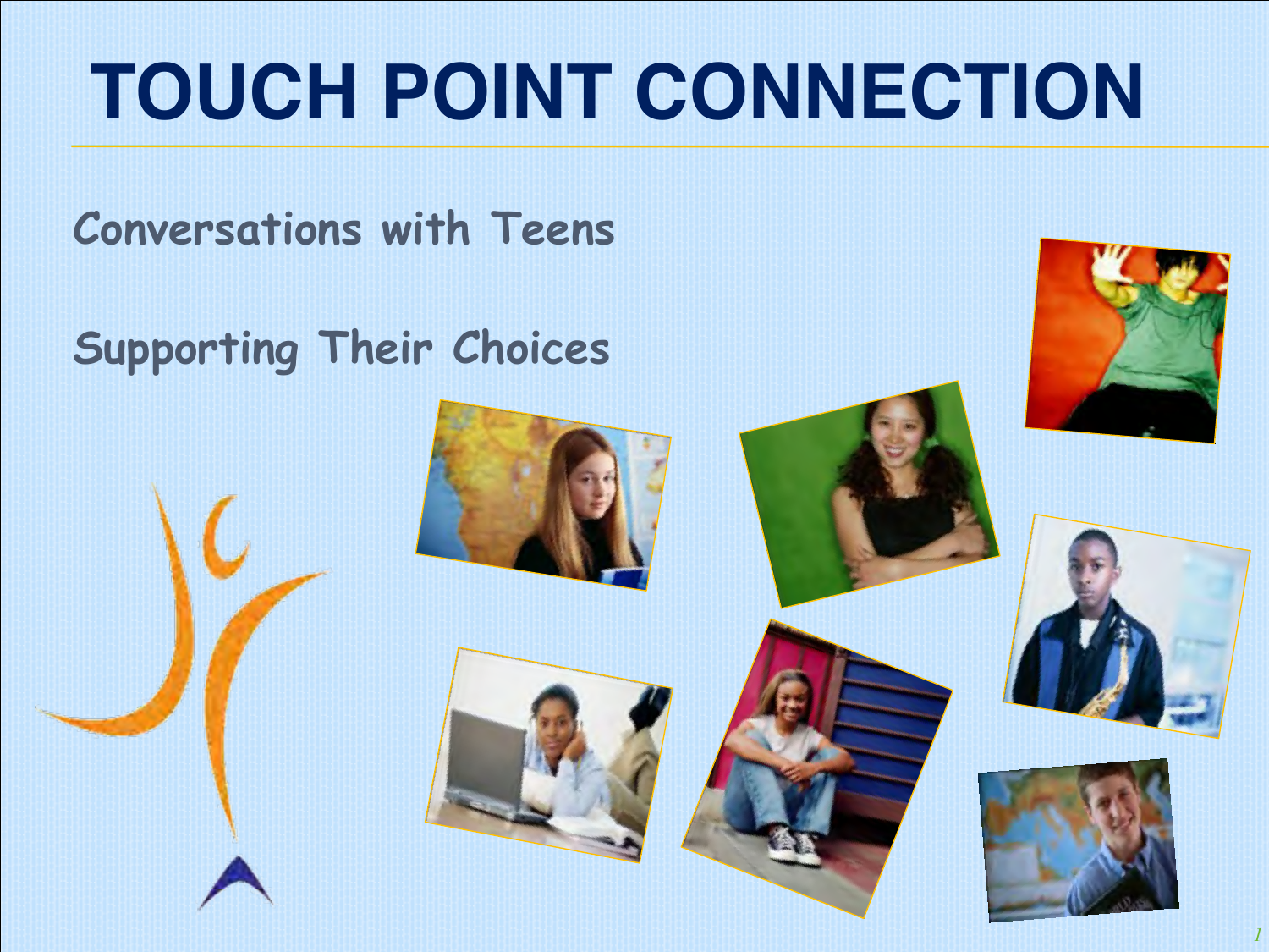# TOUCH POINT CONNECTION

## Conversations with Teens

## Supporting Their Choices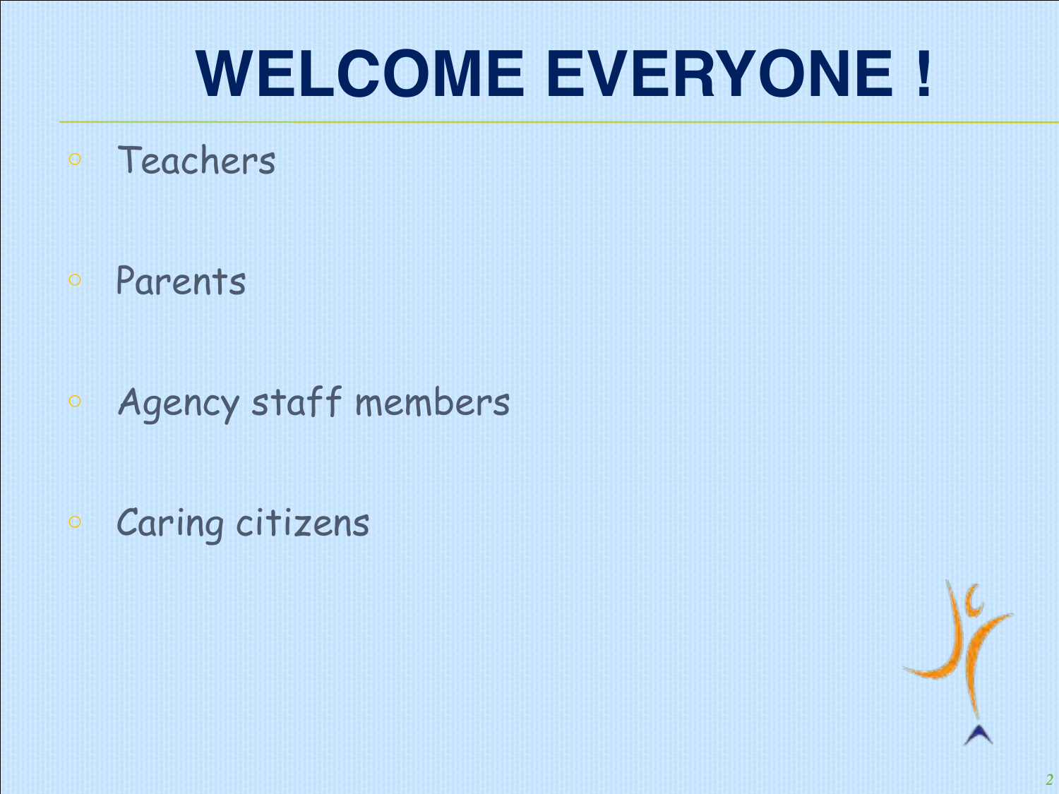# WELCOME EVERYONE !

- Teachers
- Parents
- Agency staff members
- Caring citizens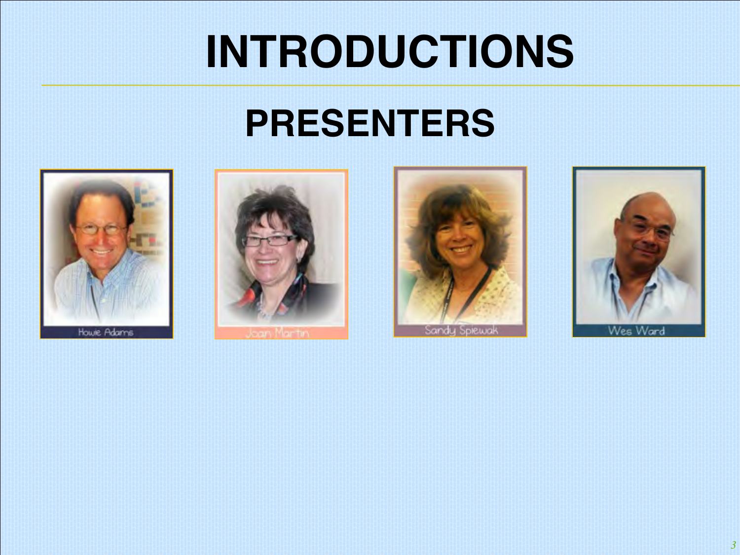# INTRODUCTIONS

## PRESENTERS

Howie Adams

Joan Martin

Sandy Spiewak

Wes Ward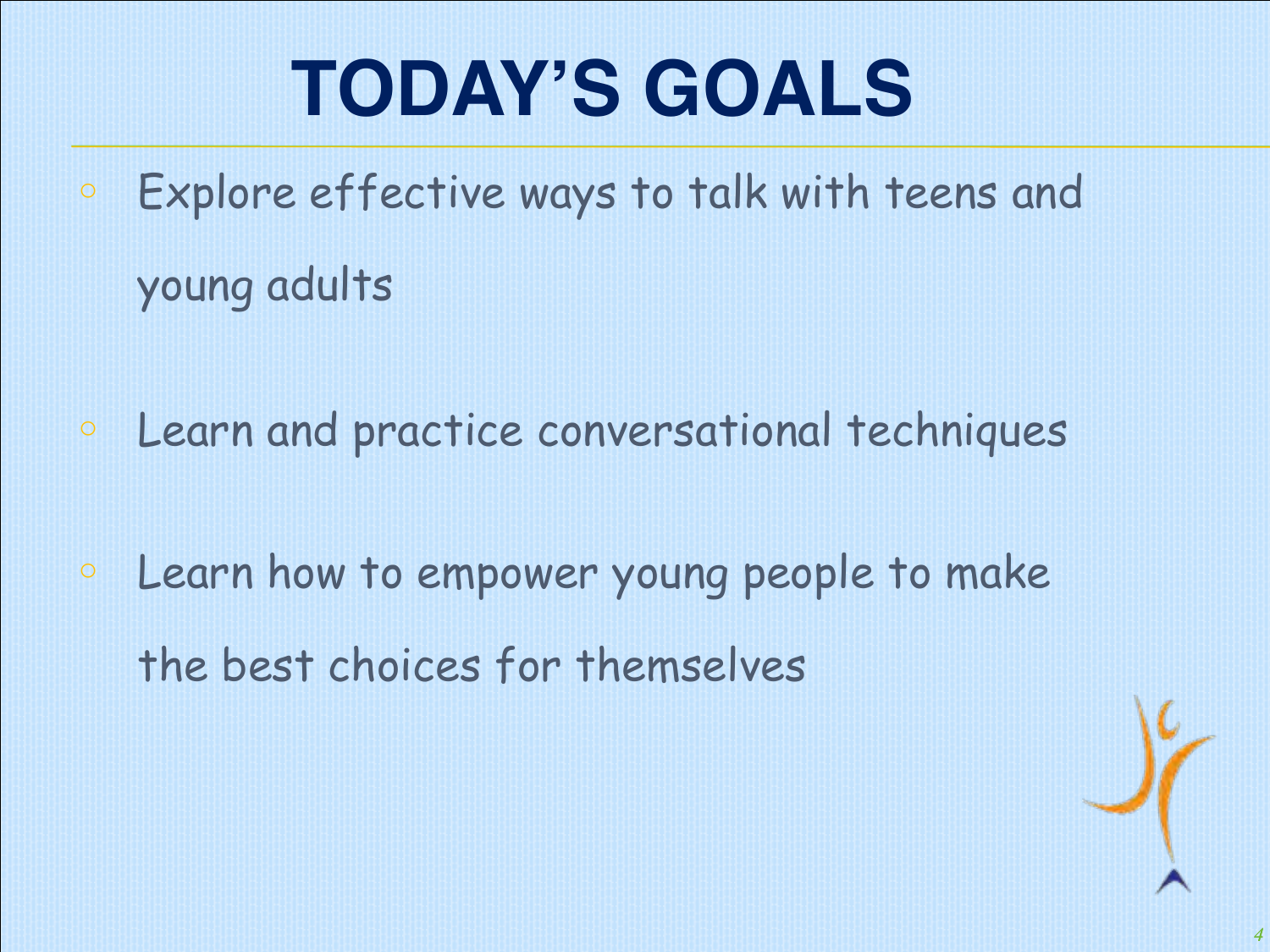# TODAY'S GOALS

- Explore effective ways to talk with teens and young adults
- Learn and practice conversational techniques
- Learn how to empower young people to make the best choices for themselves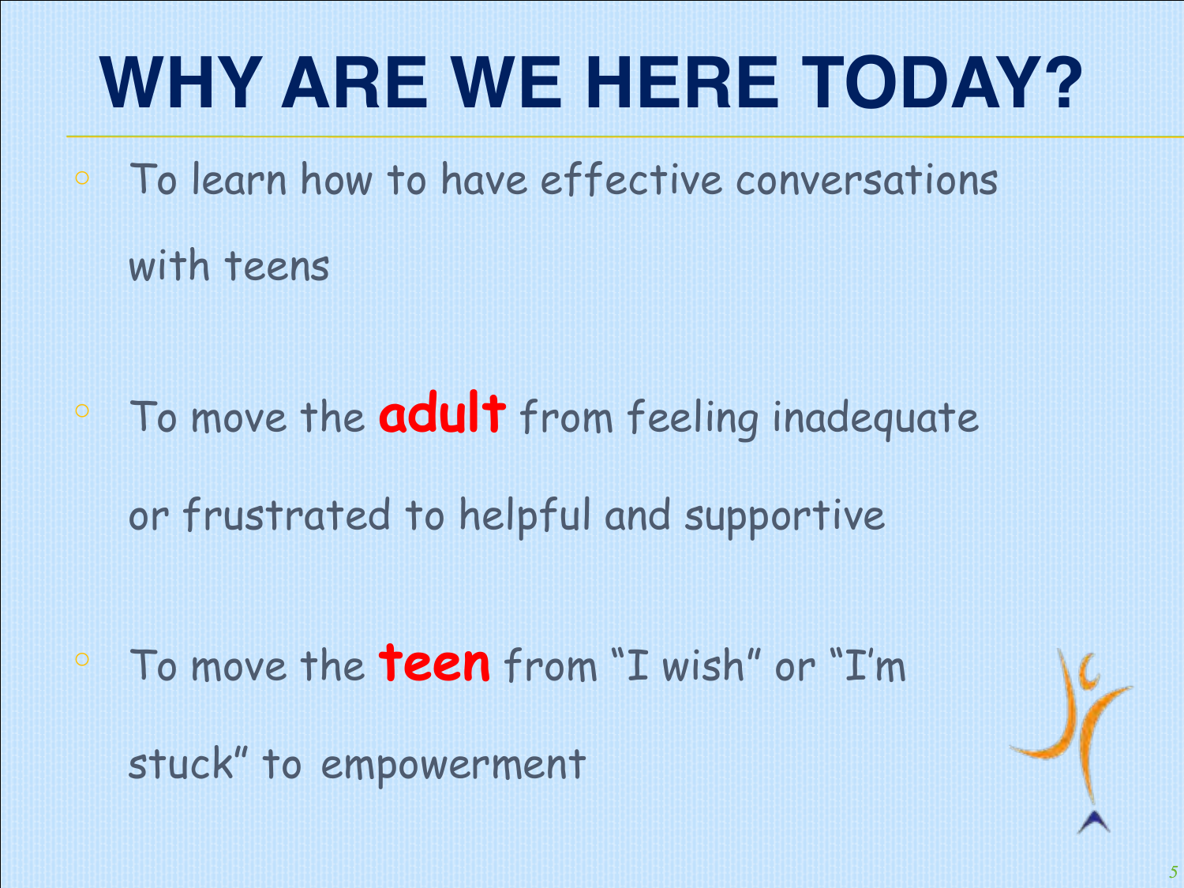# WHY ARE WE HERE TODAY?

- To learn how to have effective conversations with teens
- To move the **adult** from feeling inadequate or frustrated to helpful and supportive
- To move the **teen** from "I wish" or "I'm stuck" to empowerment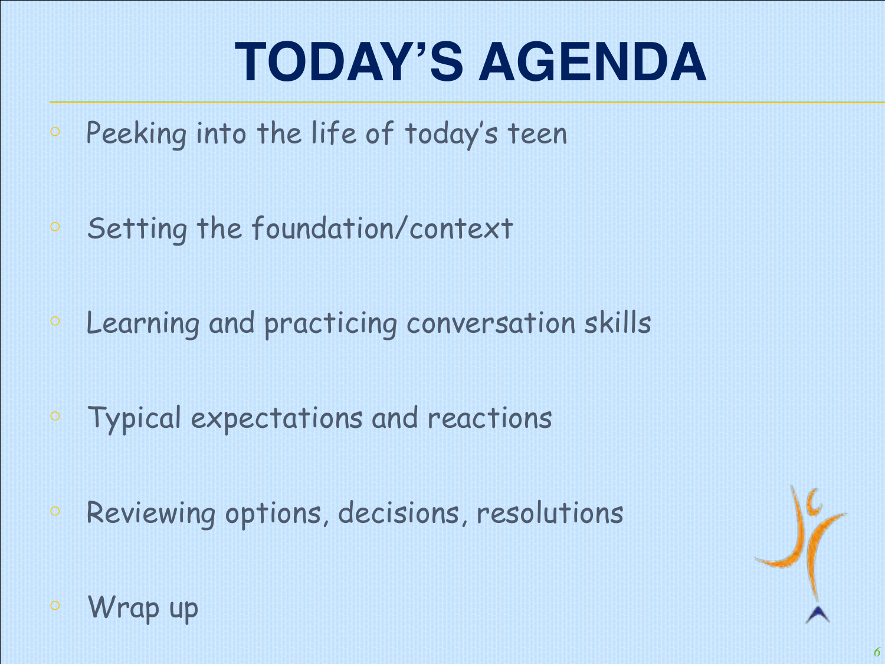# TODAY'S AGENDA

- Peeking into the life of today's teen
- Setting the foundation/context
- Learning and practicing conversation skills
- Typical expectations and reactions
- Reviewing options, decisions, resolutions
- Wrap up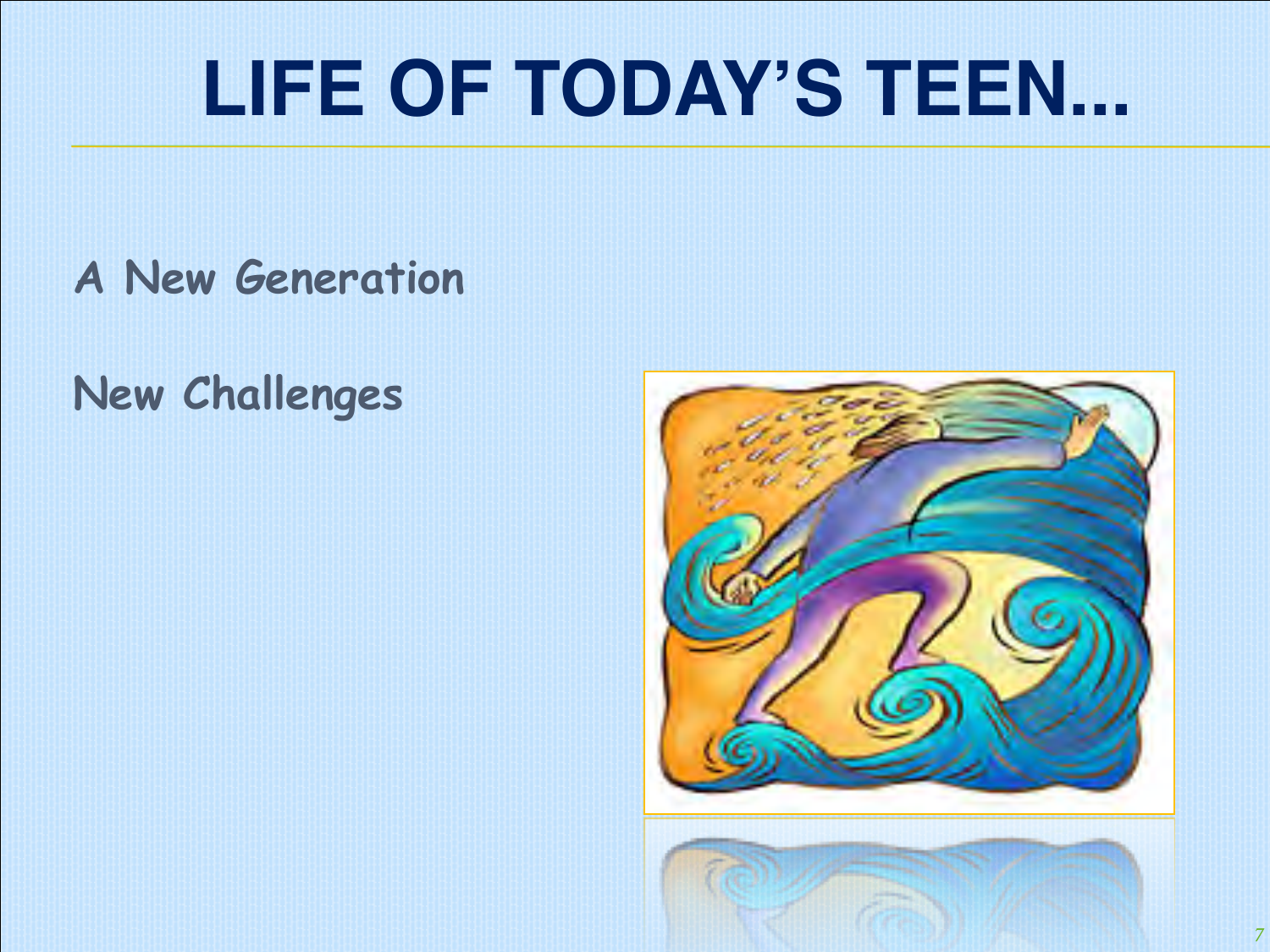# LIFE OF TODAY'S TEEN...

A New Generation

New Challenges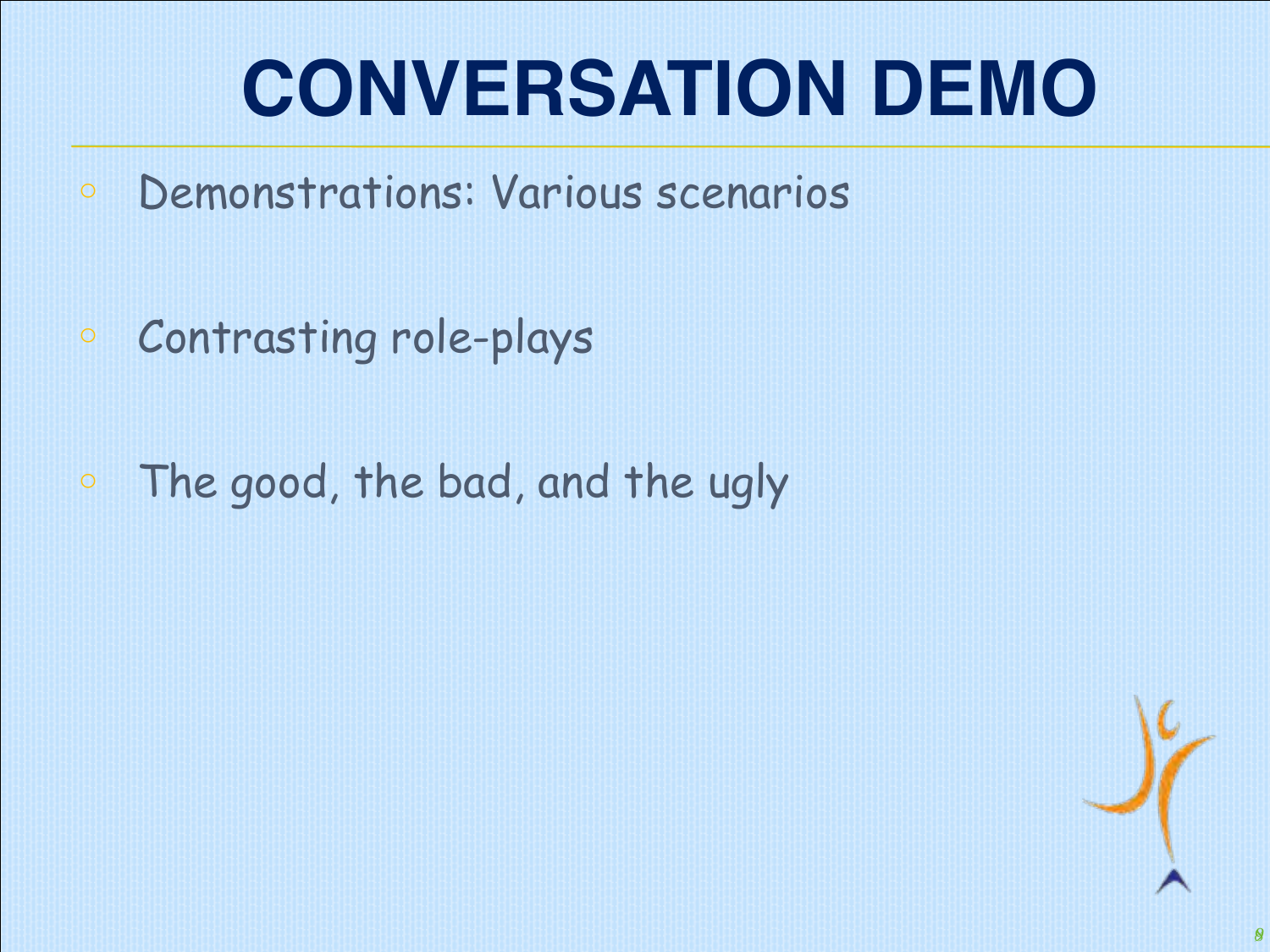# CONVERSATION DEMO

- Demonstrations: Various scenarios
- Contrasting role-plays
- The good, the bad, and the ugly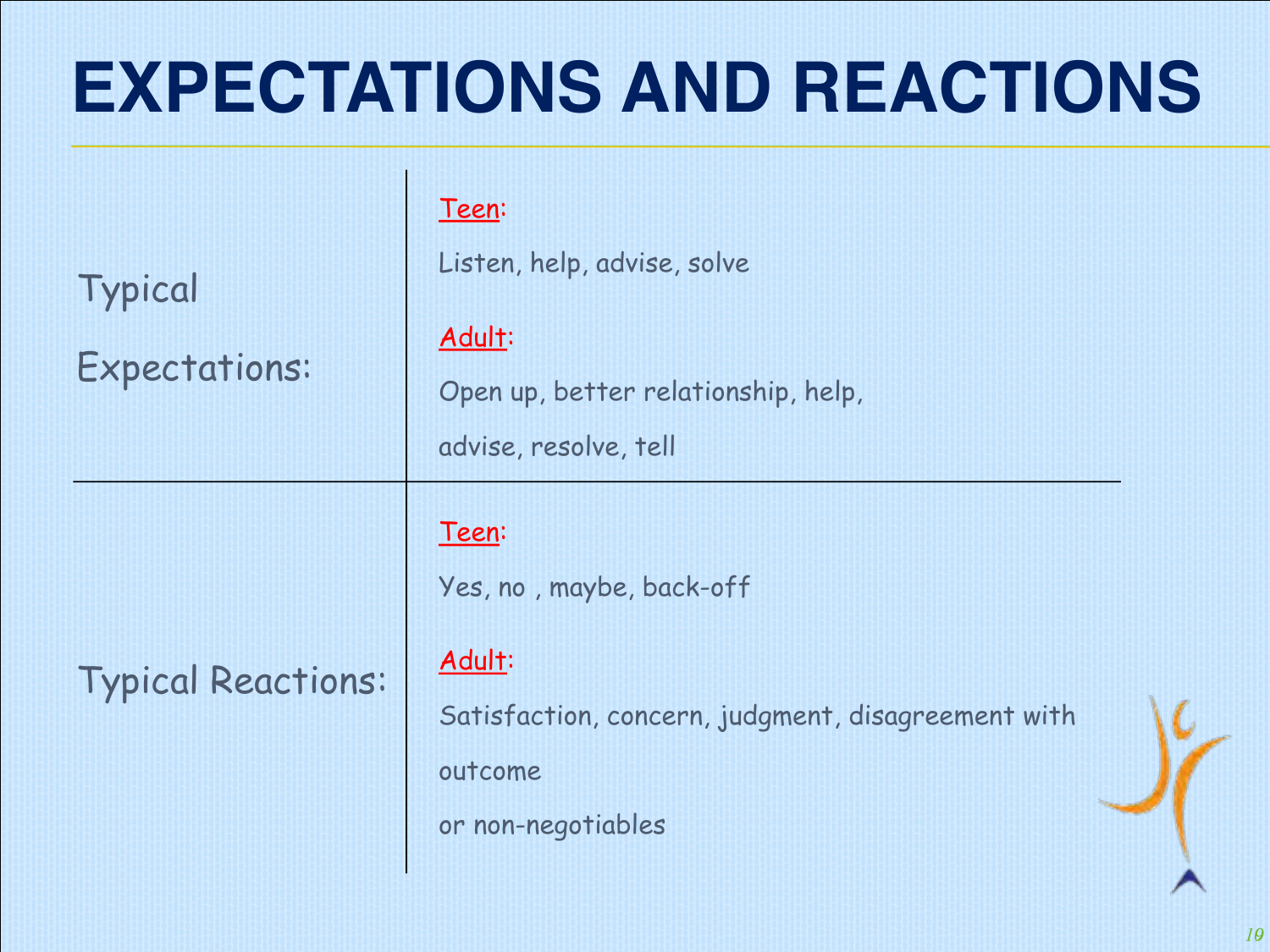# EXPECTATIONS AND REACTIONS

| | |
|---|---|
| Typical Expectations: | Teen:<br><br>Listen, help, advise, solve<br><br>Adult:<br><br>Open up, better relationship, help, advise, resolve, tell |
| Typical Reactions: | Teen:<br><br>Yes, no , maybe, back-off<br><br>Adult:<br><br>Satisfaction, concern, judgment, disagreement with outcome<br><br>or non-negotiables |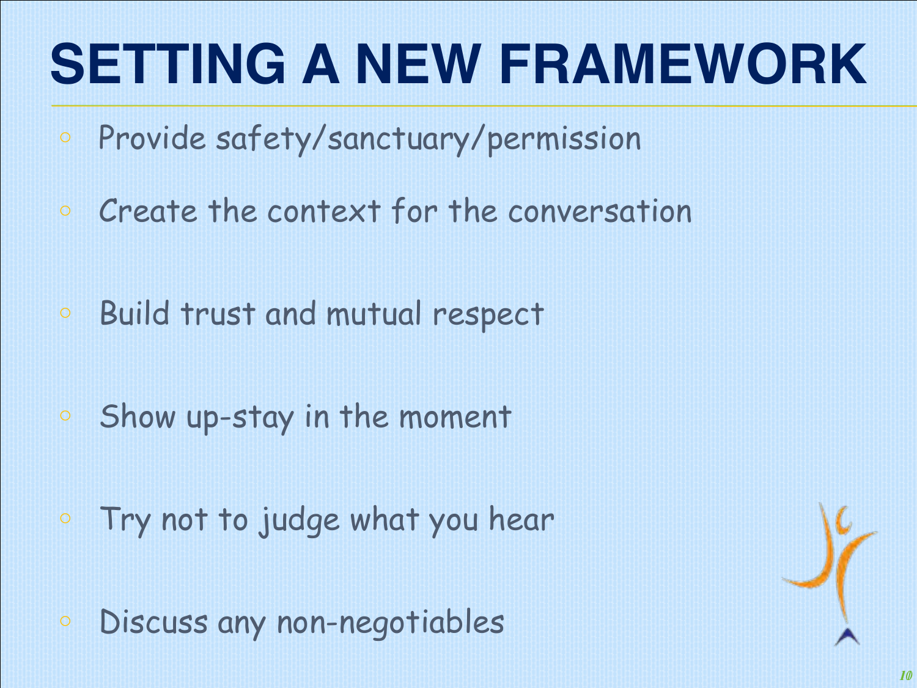# SETTING A NEW FRAMEWORK

- Provide safety/sanctuary/permission
- Create the context for the conversation
- Build trust and mutual respect
- Show up-stay in the moment
- Try not to judge what you hear
- Discuss any non-negotiables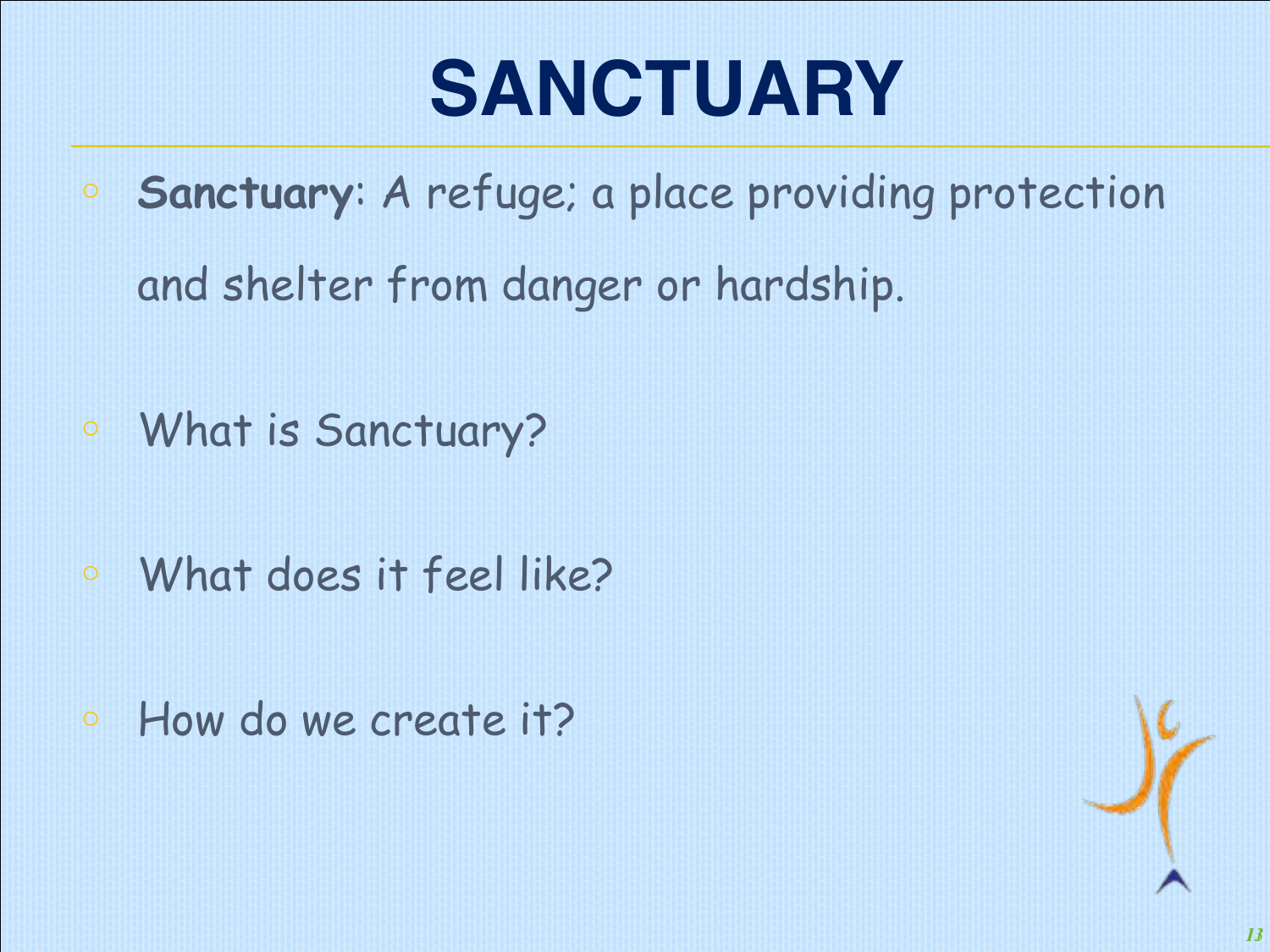# SANCTUARY

- **Sanctuary**: A refuge; a place providing protection and shelter from danger or hardship.
- What is Sanctuary?
- What does it feel like?
- How do we create it?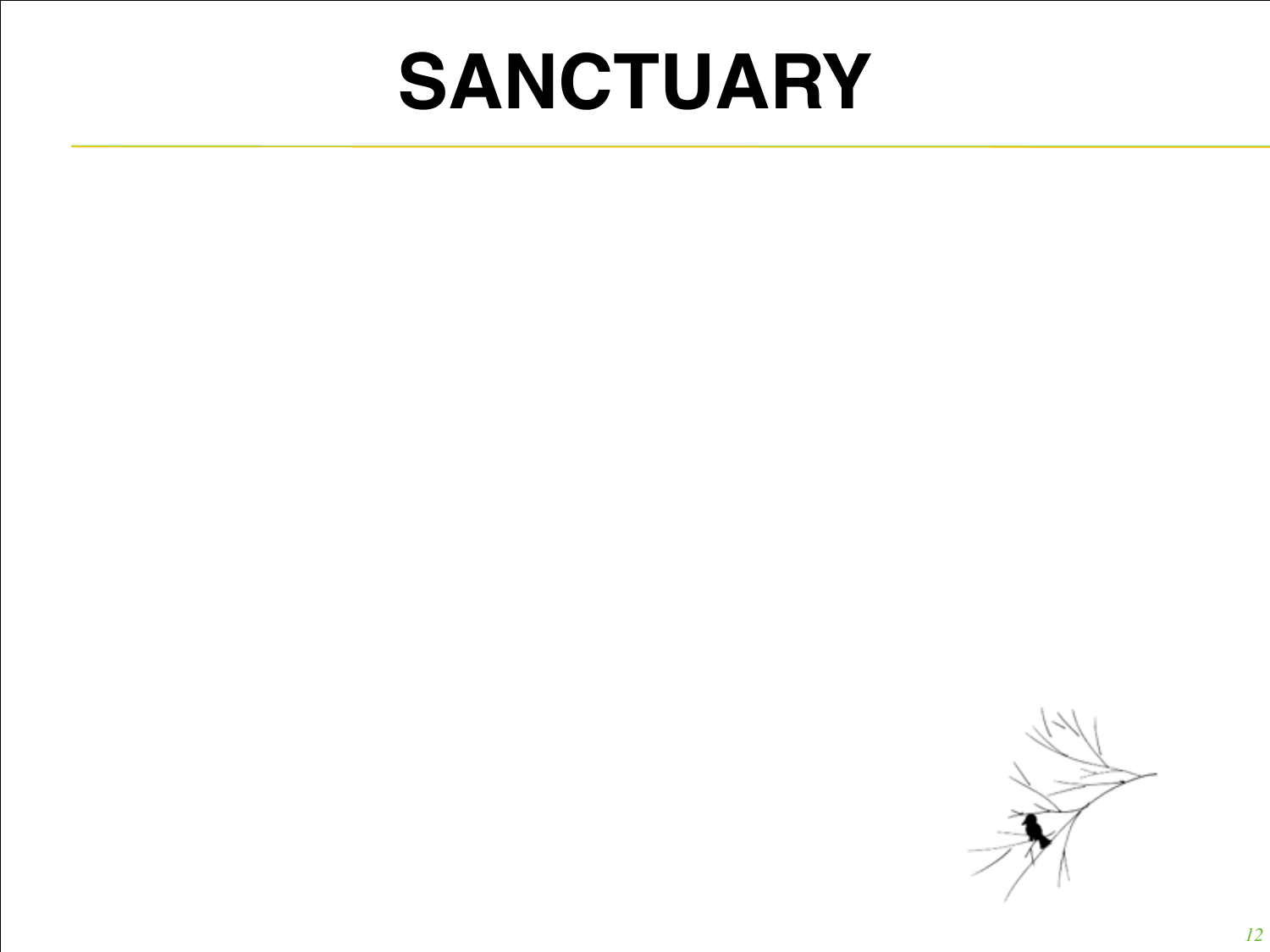# SANCTUARY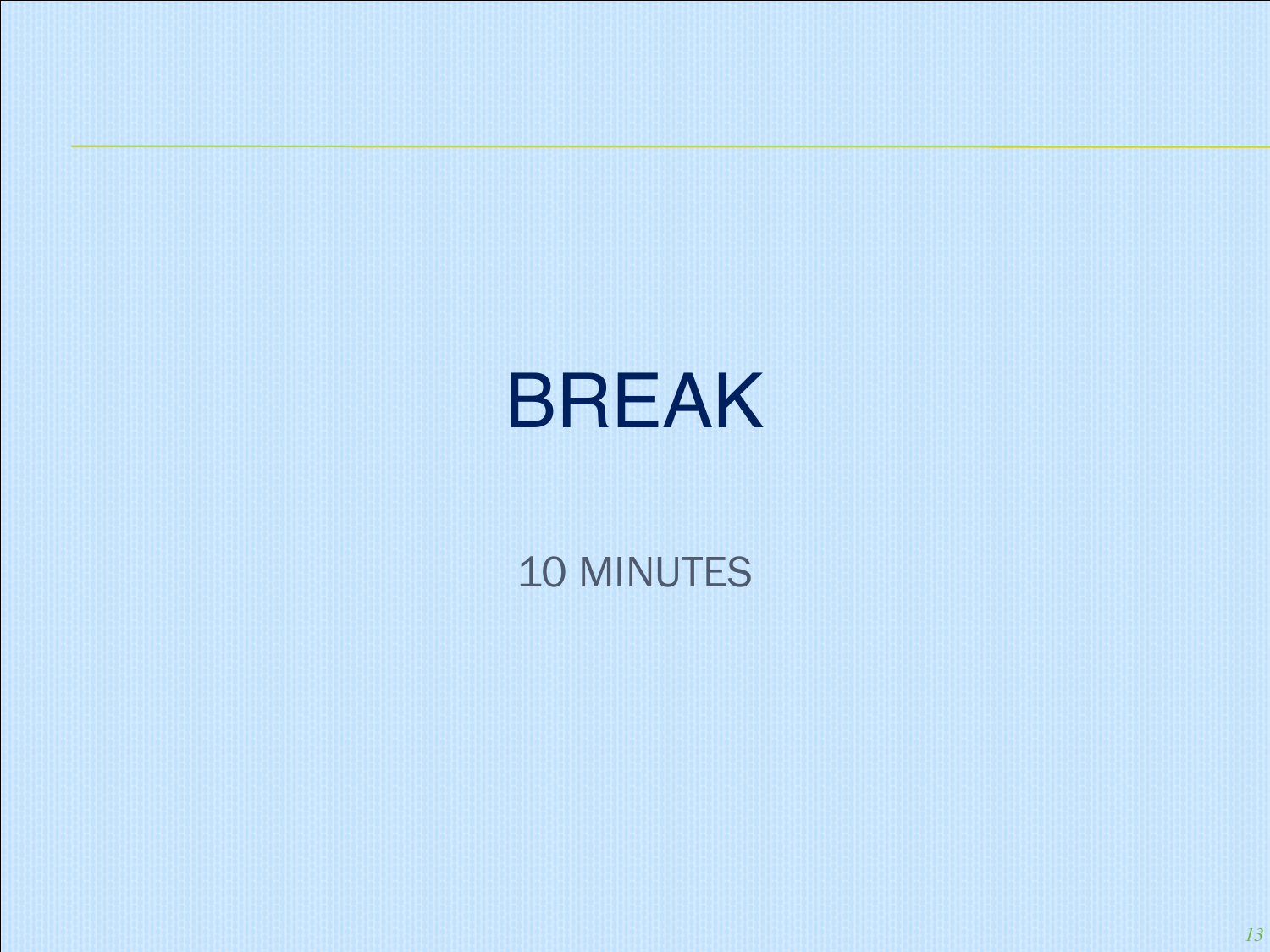# BREAK

10 MINUTES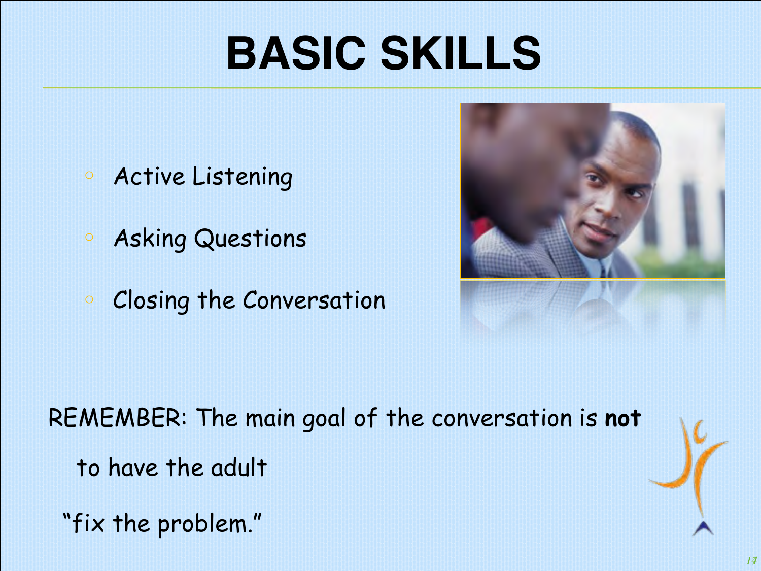# BASIC SKILLS

- Active Listening
- Asking Questions
- Closing the Conversation

REMEMBER: The main goal of the conversation is **not** to have the adult "fix the problem."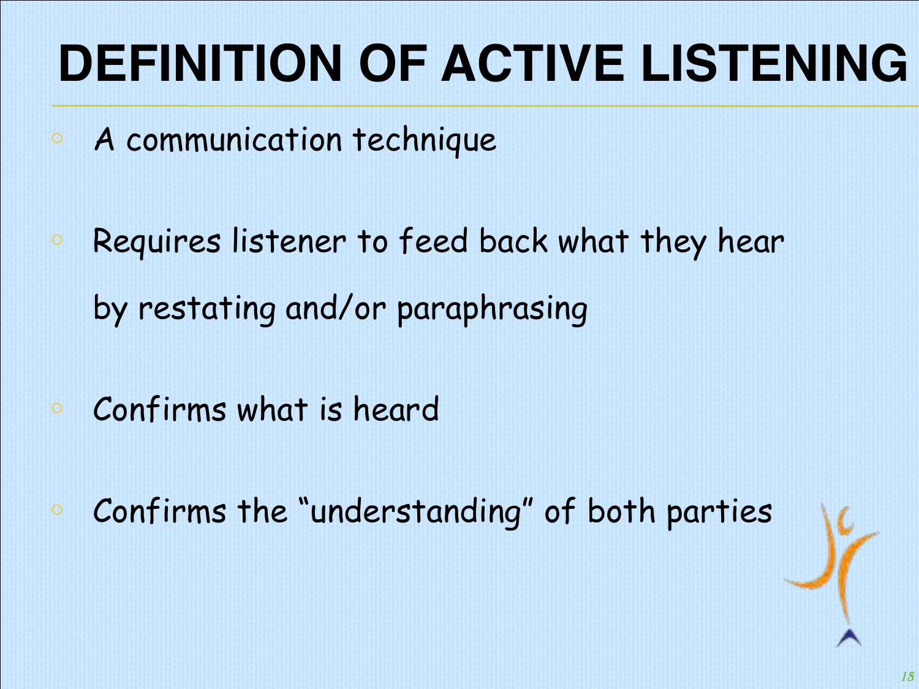# DEFINITION OF ACTIVE LISTENING

- A communication technique
- Requires listener to feed back what they hear by restating and/or paraphrasing
- Confirms what is heard
- Confirms the "understanding" of both parties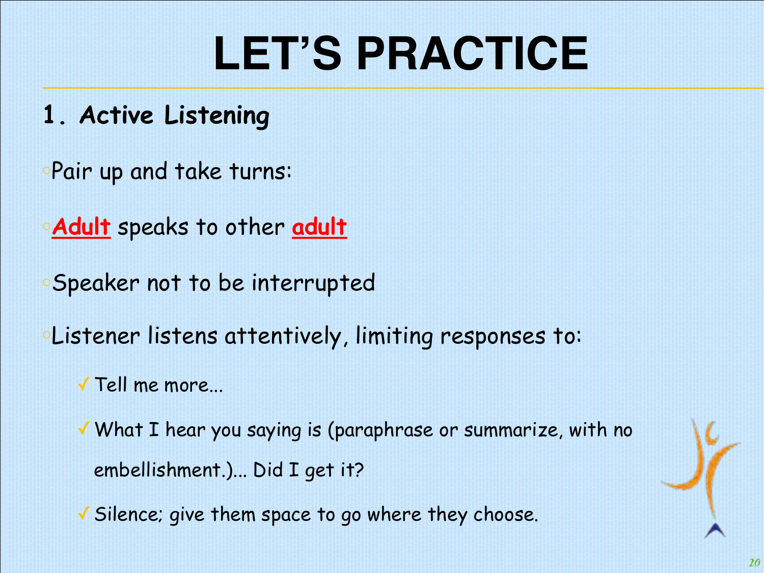# LET'S PRACTICE

## 1. Active Listening

- Pair up and take turns:
- **Adult** speaks to other **adult**
- Speaker not to be interrupted
- Listener listens attentively, limiting responses to:
  - ✓ Tell me more...
  - ✓ What I hear you saying is (paraphrase or summarize, with no embellishment.)... Did I get it?
  - ✓ Silence; give them space to go where they choose.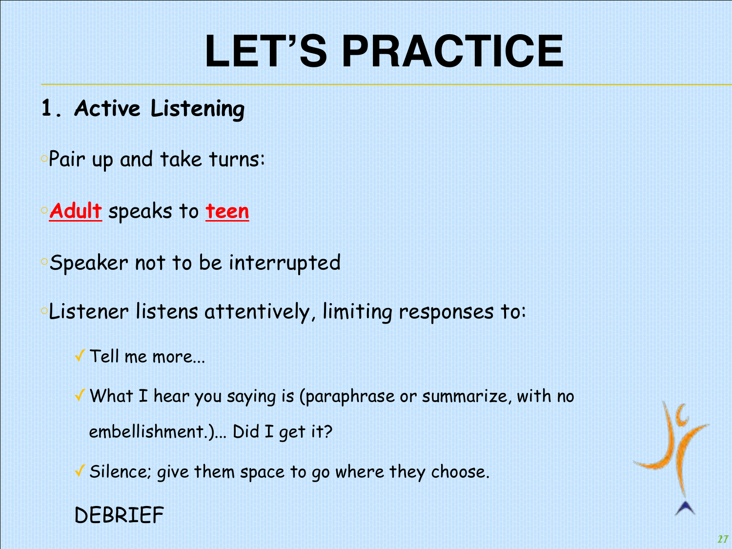# LET'S PRACTICE

## 1. Active Listening

- Pair up and take turns:
- **Adult** speaks to **teen**
- Speaker not to be interrupted
- Listener listens attentively, limiting responses to:
  - ✓ Tell me more...
  - ✓ What I hear you saying is (paraphrase or summarize, with no embellishment.)... Did I get it?
  - ✓ Silence; give them space to go where they choose.

DEBRIEF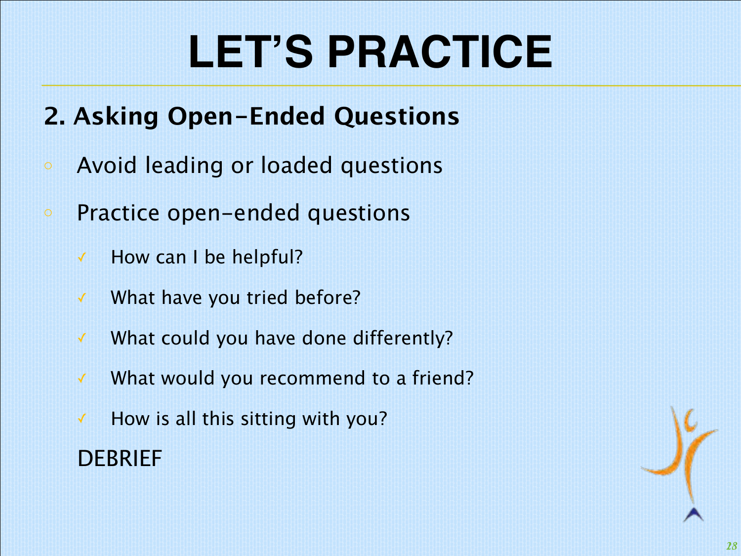# LET'S PRACTICE

## 2. Asking Open-Ended Questions

- Avoid leading or loaded questions
- Practice open-ended questions
  - ✓ How can I be helpful?
  - ✓ What have you tried before?
  - ✓ What could you have done differently?
  - ✓ What would you recommend to a friend?
  - ✓ How is all this sitting with you?

DEBRIEF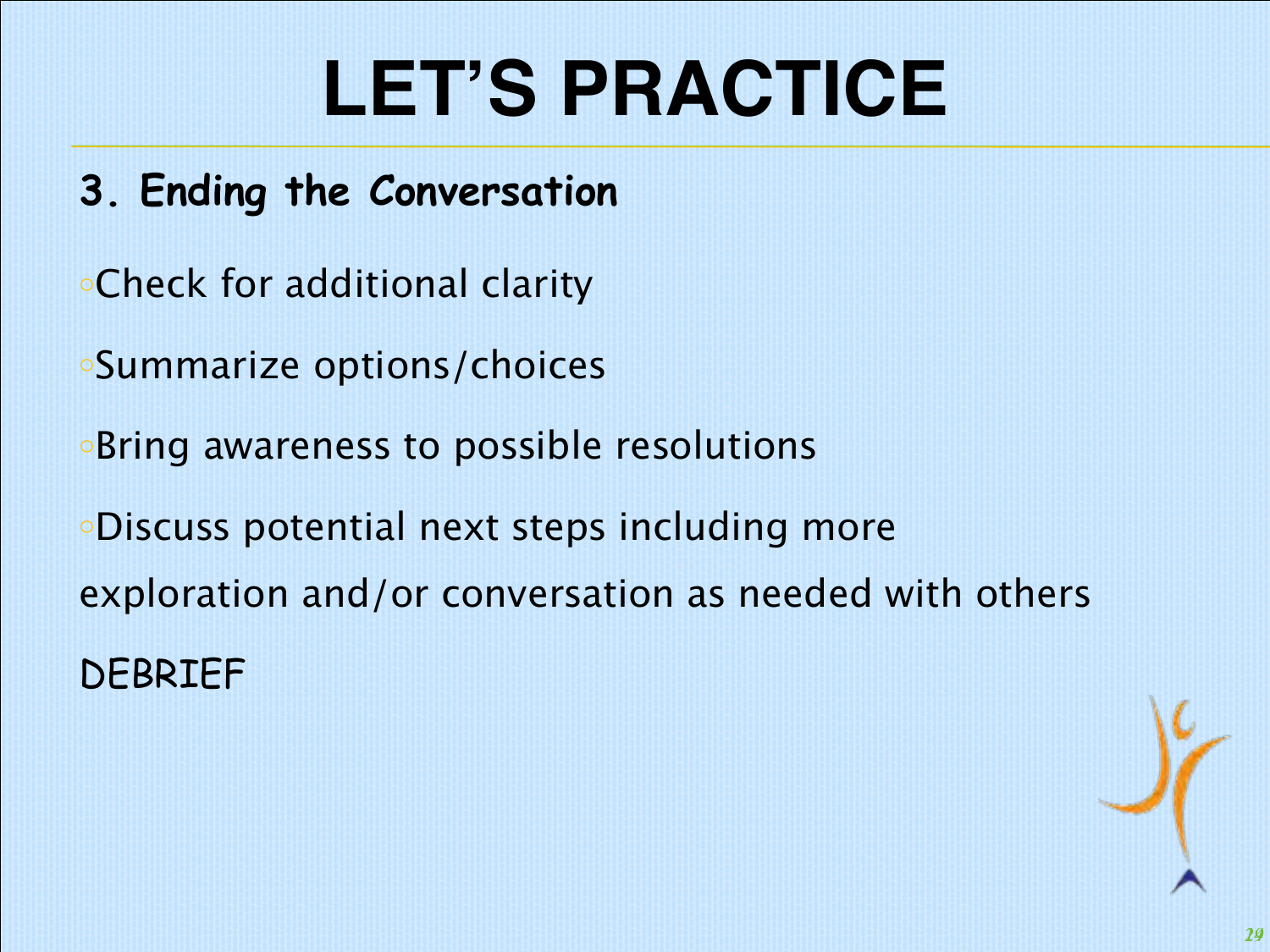# LET'S PRACTICE

## 3. Ending the Conversation

- Check for additional clarity
- Summarize options/choices
- Bring awareness to possible resolutions
- Discuss potential next steps including more exploration and/or conversation as needed with others

DEBRIEF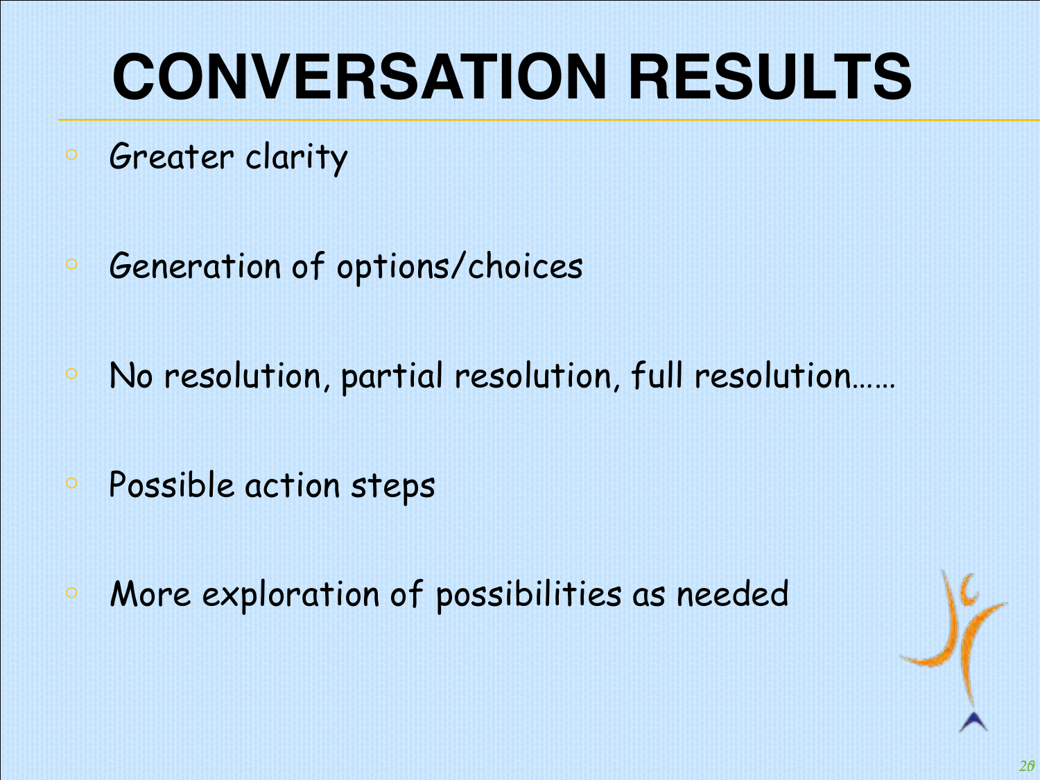# CONVERSATION RESULTS

- Greater clarity
- Generation of options/choices
- No resolution, partial resolution, full resolution……
- Possible action steps
- More exploration of possibilities as needed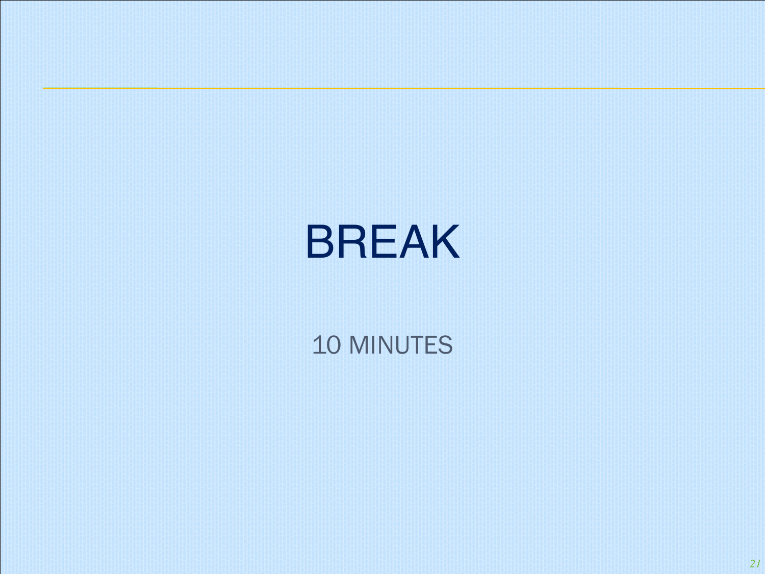# BREAK

10 MINUTES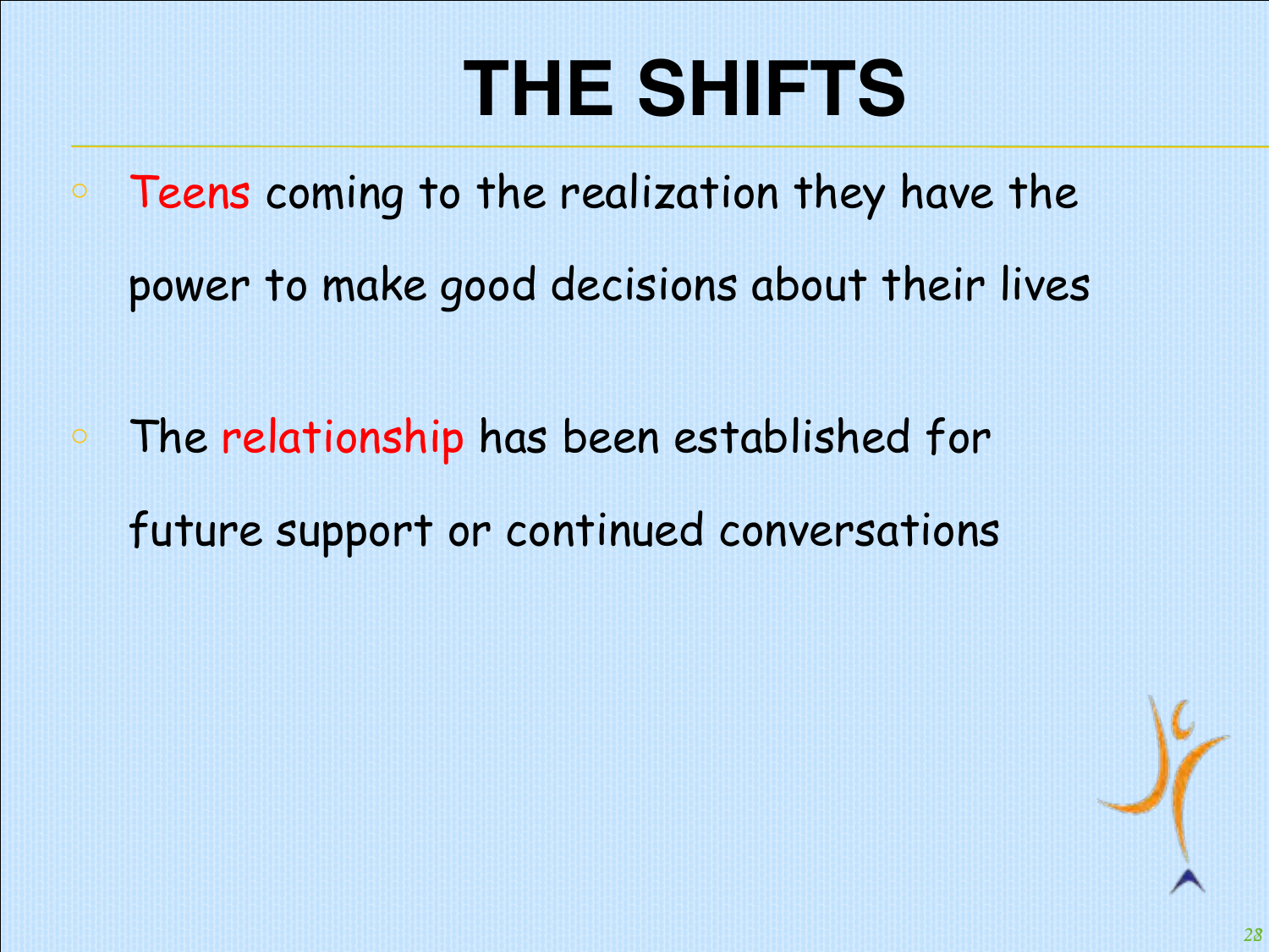# THE SHIFTS

- Teens coming to the realization they have the power to make good decisions about their lives
- The relationship has been established for future support or continued conversations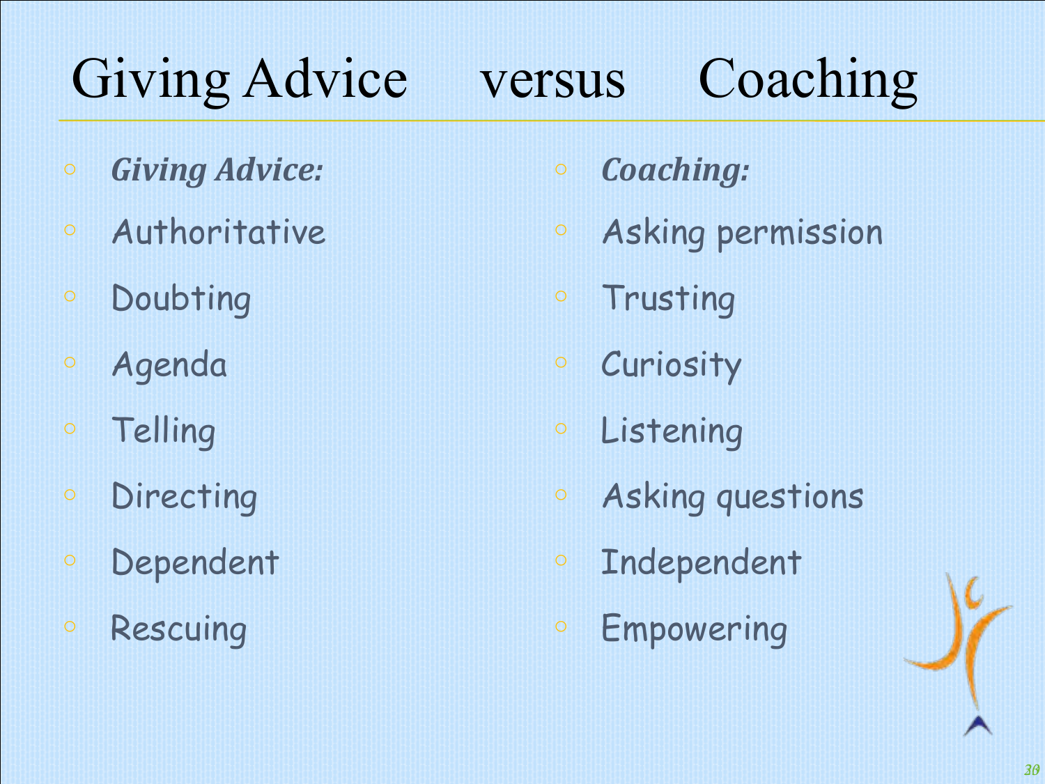# Giving Advice versus Coaching

- ***Giving Advice:***
- Authoritative
- Doubting
- Agenda
- Telling
- Directing
- Dependent
- Rescuing

- ***Coaching:***
- Asking permission
- Trusting
- Curiosity
- Listening
- Asking questions
- Independent
- Empowering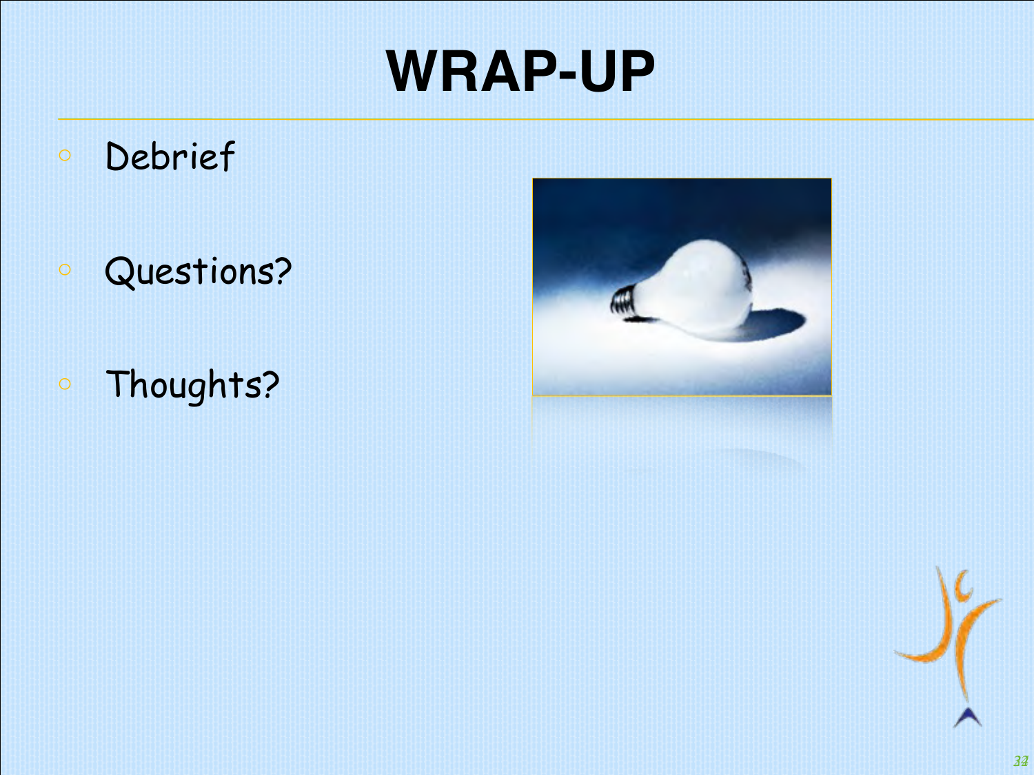# WRAP-UP

- Debrief
- Questions?
- Thoughts?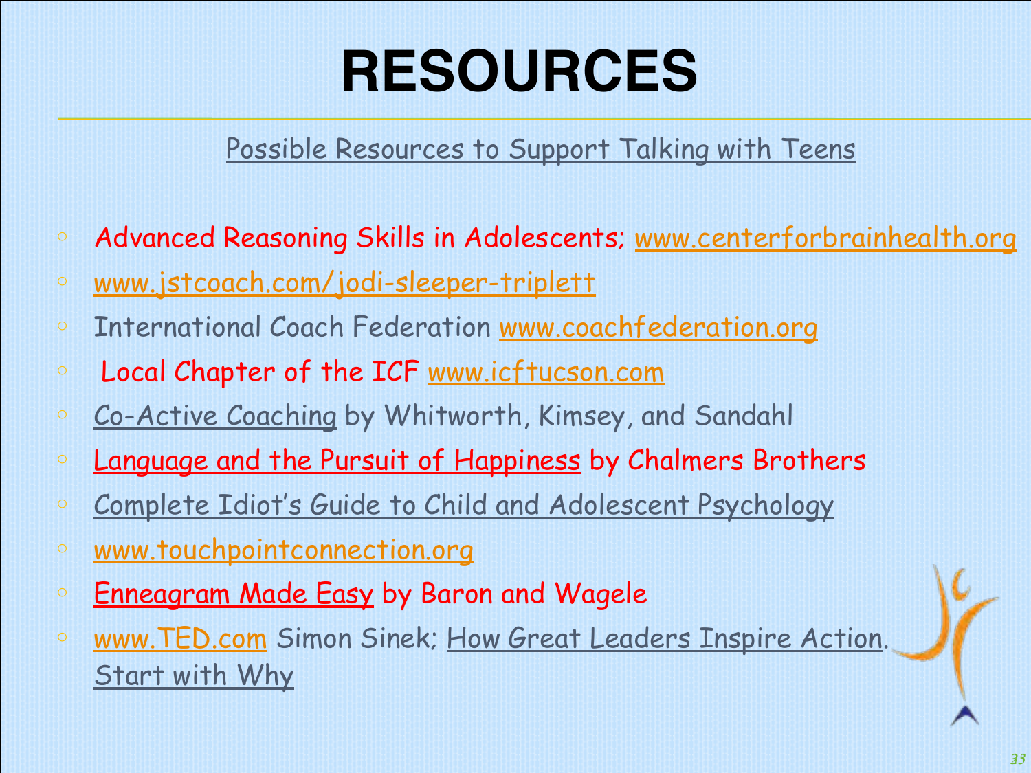# RESOURCES

Possible Resources to Support Talking with Teens

- Advanced Reasoning Skills in Adolescents; www.centerforbrainhealth.org
- www.jstcoach.com/jodi-sleeper-triplett
- International Coach Federation www.coachfederation.org
- Local Chapter of the ICF www.icftucson.com
- Co-Active Coaching by Whitworth, Kimsey, and Sandahl
- Language and the Pursuit of Happiness by Chalmers Brothers
- Complete Idiot's Guide to Child and Adolescent Psychology
- www.touchpointconnection.org
- Enneagram Made Easy by Baron and Wagele
- www.TED.com Simon Sinek; How Great Leaders Inspire Action. Start with Why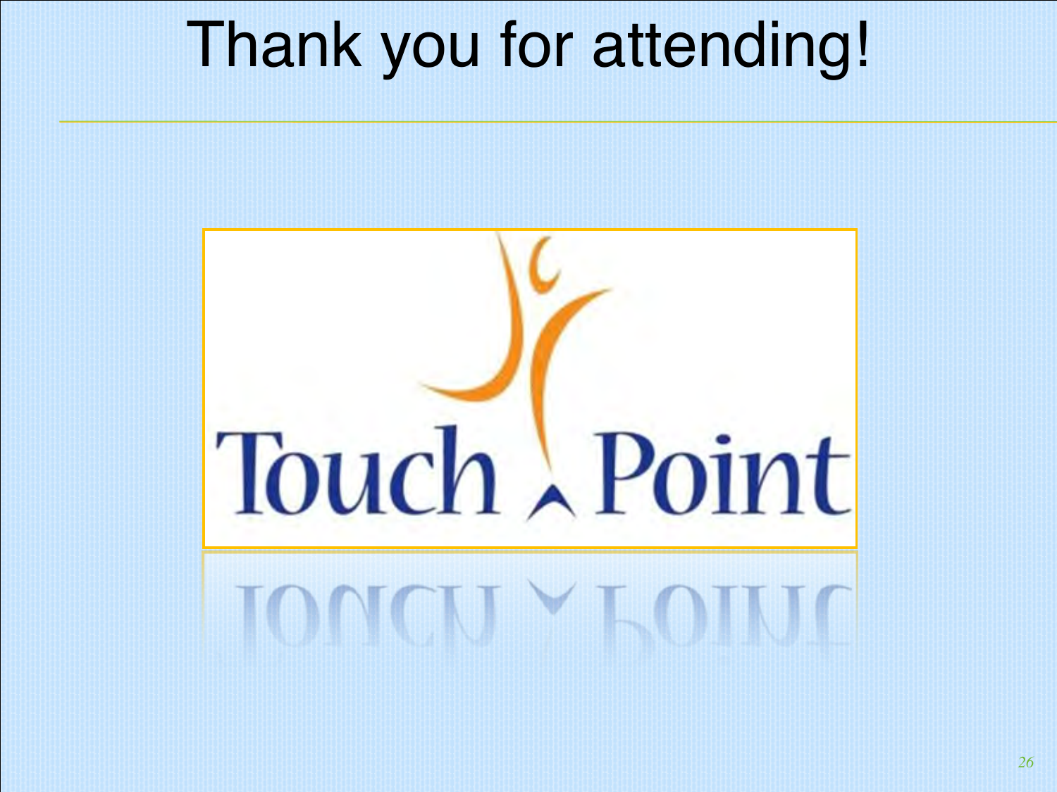# Thank you for attending!

Touch Point